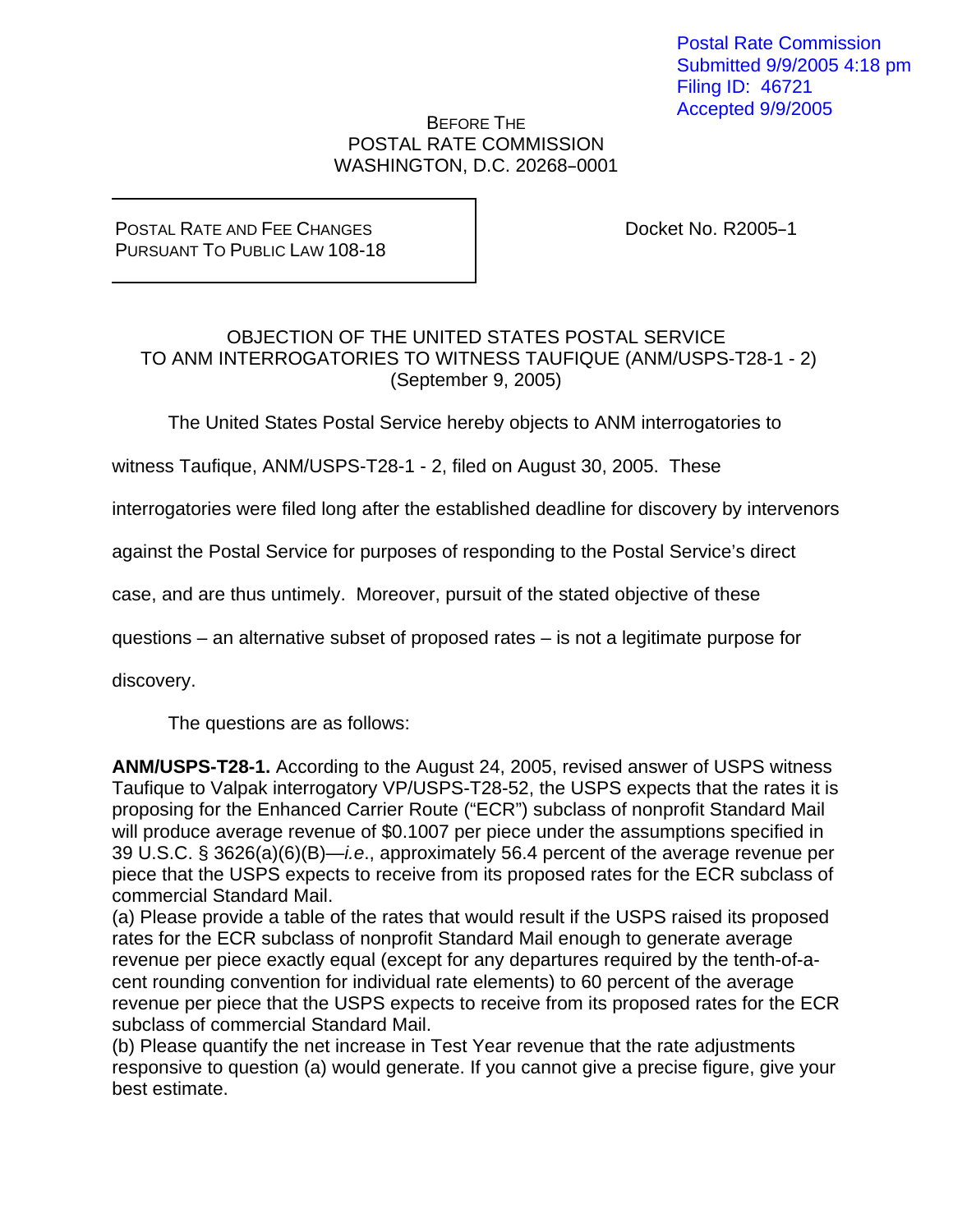Postal Rate Commission
Submitted 9/9/2005 4:18 pm
Filing ID: 46721
Accepted 9/9/2005

BEFORE THE
POSTAL RATE COMMISSION
WASHINGTON, D.C. 20268–0001

| POSTAL RATE AND FEE CHANGES PURSUANT TO PUBLIC LAW 108-18 | Docket No. R2005–1 |
|---|---|

OBJECTION OF THE UNITED STATES POSTAL SERVICE
TO ANM INTERROGATORIES TO WITNESS TAUFIQUE (ANM/USPS-T28-1 - 2)
(September 9, 2005)

The United States Postal Service hereby objects to ANM interrogatories to witness Taufique, ANM/USPS-T28-1 - 2, filed on August 30, 2005. These interrogatories were filed long after the established deadline for discovery by intervenors against the Postal Service for purposes of responding to the Postal Service's direct case, and are thus untimely. Moreover, pursuit of the stated objective of these questions – an alternative subset of proposed rates – is not a legitimate purpose for discovery.

The questions are as follows:

**ANM/USPS-T28-1.** According to the August 24, 2005, revised answer of USPS witness Taufique to Valpak interrogatory VP/USPS-T28-52, the USPS expects that the rates it is proposing for the Enhanced Carrier Route ("ECR") subclass of nonprofit Standard Mail will produce average revenue of $0.1007 per piece under the assumptions specified in 39 U.S.C. § 3626(a)(6)(B)—*i.e.*, approximately 56.4 percent of the average revenue per piece that the USPS expects to receive from its proposed rates for the ECR subclass of commercial Standard Mail.

(a) Please provide a table of the rates that would result if the USPS raised its proposed rates for the ECR subclass of nonprofit Standard Mail enough to generate average revenue per piece exactly equal (except for any departures required by the tenth-of-a-cent rounding convention for individual rate elements) to 60 percent of the average revenue per piece that the USPS expects to receive from its proposed rates for the ECR subclass of commercial Standard Mail.

(b) Please quantify the net increase in Test Year revenue that the rate adjustments responsive to question (a) would generate. If you cannot give a precise figure, give your best estimate.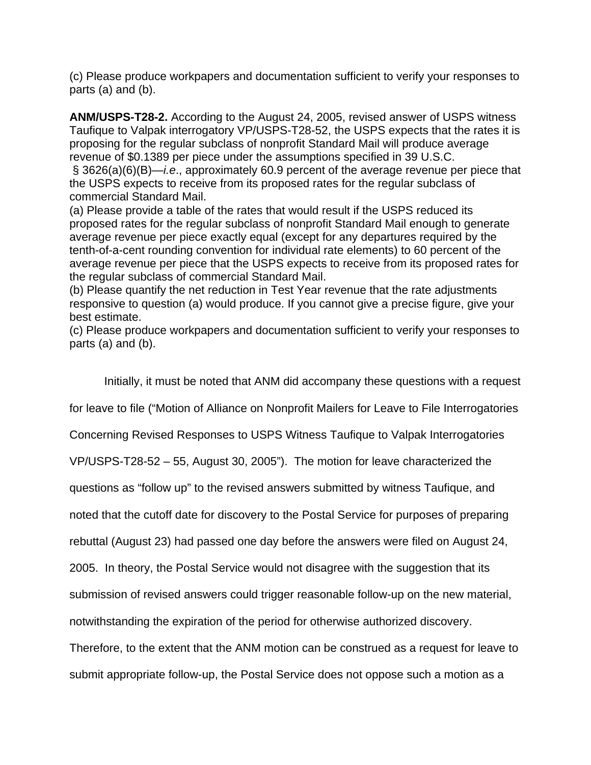(c) Please produce workpapers and documentation sufficient to verify your responses to parts (a) and (b).

**ANM/USPS-T28-2.** According to the August 24, 2005, revised answer of USPS witness Taufique to Valpak interrogatory VP/USPS-T28-52, the USPS expects that the rates it is proposing for the regular subclass of nonprofit Standard Mail will produce average revenue of $0.1389 per piece under the assumptions specified in 39 U.S.C. § 3626(a)(6)(B)—*i.e.*, approximately 60.9 percent of the average revenue per piece that the USPS expects to receive from its proposed rates for the regular subclass of commercial Standard Mail.

(a) Please provide a table of the rates that would result if the USPS reduced its proposed rates for the regular subclass of nonprofit Standard Mail enough to generate average revenue per piece exactly equal (except for any departures required by the tenth-of-a-cent rounding convention for individual rate elements) to 60 percent of the average revenue per piece that the USPS expects to receive from its proposed rates for the regular subclass of commercial Standard Mail.

(b) Please quantify the net reduction in Test Year revenue that the rate adjustments responsive to question (a) would produce. If you cannot give a precise figure, give your best estimate.

(c) Please produce workpapers and documentation sufficient to verify your responses to parts (a) and (b).

Initially, it must be noted that ANM did accompany these questions with a request for leave to file ("Motion of Alliance on Nonprofit Mailers for Leave to File Interrogatories Concerning Revised Responses to USPS Witness Taufique to Valpak Interrogatories VP/USPS-T28-52 – 55, August 30, 2005"). The motion for leave characterized the questions as "follow up" to the revised answers submitted by witness Taufique, and noted that the cutoff date for discovery to the Postal Service for purposes of preparing rebuttal (August 23) had passed one day before the answers were filed on August 24, 2005. In theory, the Postal Service would not disagree with the suggestion that its submission of revised answers could trigger reasonable follow-up on the new material, notwithstanding the expiration of the period for otherwise authorized discovery. Therefore, to the extent that the ANM motion can be construed as a request for leave to submit appropriate follow-up, the Postal Service does not oppose such a motion as a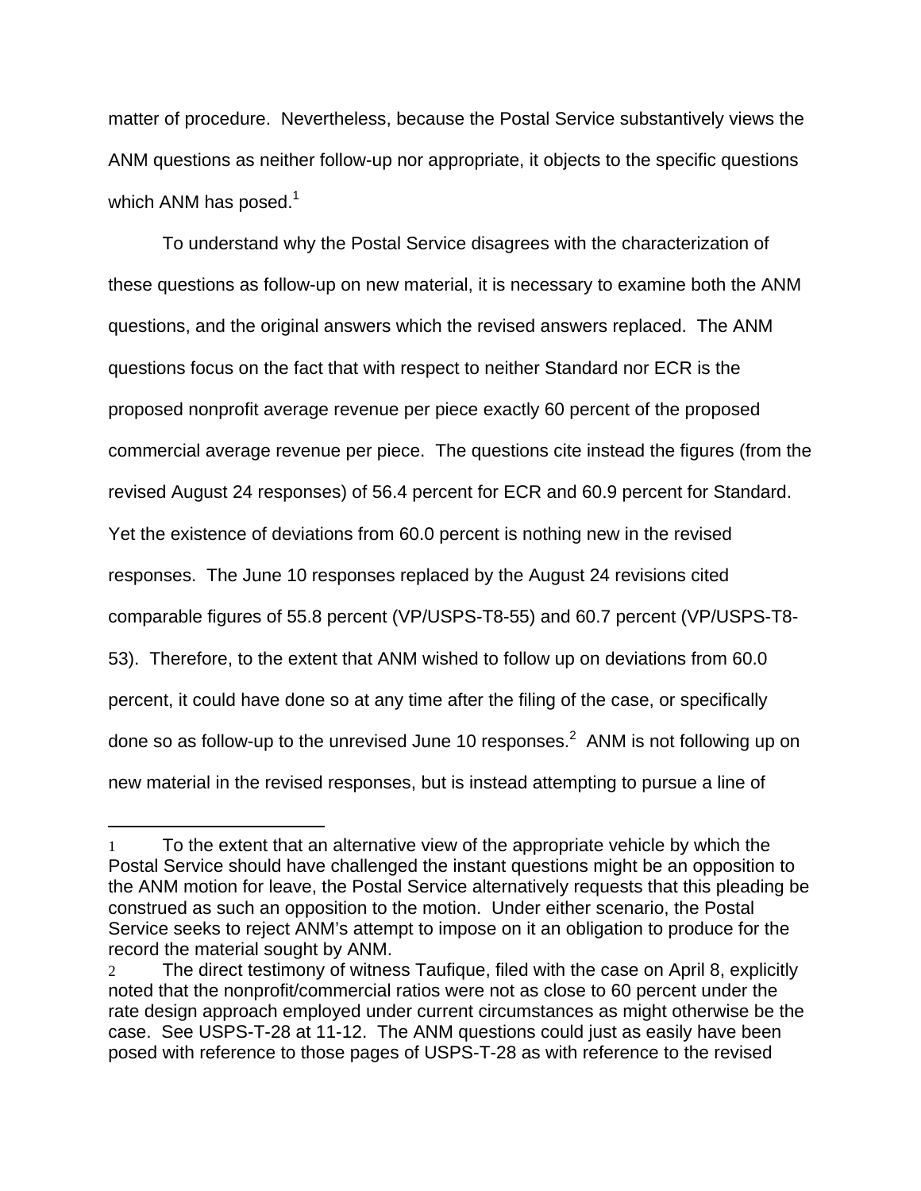matter of procedure. Nevertheless, because the Postal Service substantively views the ANM questions as neither follow-up nor appropriate, it objects to the specific questions which ANM has posed.[1]

To understand why the Postal Service disagrees with the characterization of these questions as follow-up on new material, it is necessary to examine both the ANM questions, and the original answers which the revised answers replaced. The ANM questions focus on the fact that with respect to neither Standard nor ECR is the proposed nonprofit average revenue per piece exactly 60 percent of the proposed commercial average revenue per piece. The questions cite instead the figures (from the revised August 24 responses) of 56.4 percent for ECR and 60.9 percent for Standard. Yet the existence of deviations from 60.0 percent is nothing new in the revised responses. The June 10 responses replaced by the August 24 revisions cited comparable figures of 55.8 percent (VP/USPS-T8-55) and 60.7 percent (VP/USPS-T8-53). Therefore, to the extent that ANM wished to follow up on deviations from 60.0 percent, it could have done so at any time after the filing of the case, or specifically done so as follow-up to the unrevised June 10 responses.[2] ANM is not following up on new material in the revised responses, but is instead attempting to pursue a line of

---

[1] To the extent that an alternative view of the appropriate vehicle by which the Postal Service should have challenged the instant questions might be an opposition to the ANM motion for leave, the Postal Service alternatively requests that this pleading be construed as such an opposition to the motion. Under either scenario, the Postal Service seeks to reject ANM's attempt to impose on it an obligation to produce for the record the material sought by ANM.

[2] The direct testimony of witness Taufique, filed with the case on April 8, explicitly noted that the nonprofit/commercial ratios were not as close to 60 percent under the rate design approach employed under current circumstances as might otherwise be the case. See USPS-T-28 at 11-12. The ANM questions could just as easily have been posed with reference to those pages of USPS-T-28 as with reference to the revised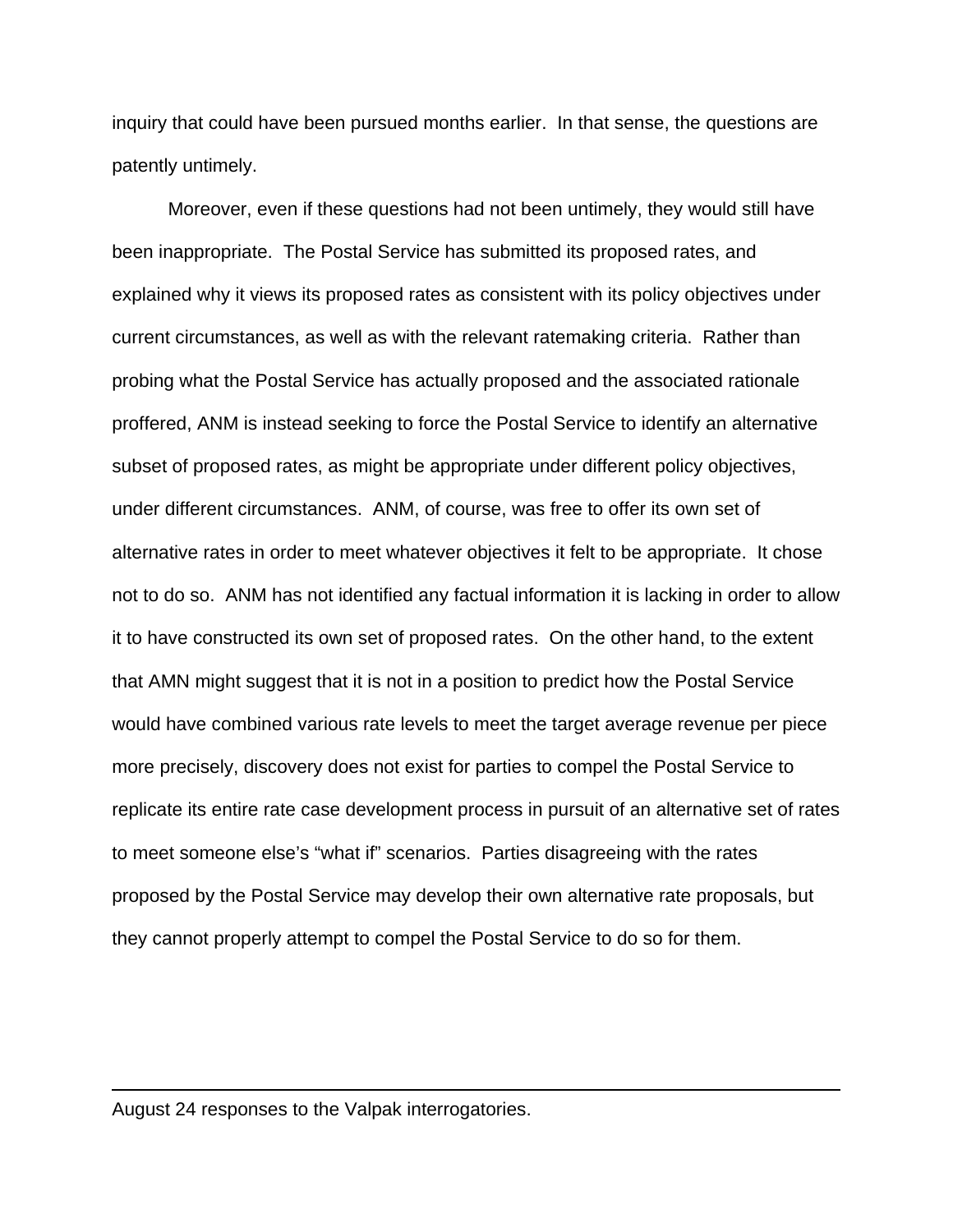inquiry that could have been pursued months earlier. In that sense, the questions are patently untimely.

Moreover, even if these questions had not been untimely, they would still have been inappropriate. The Postal Service has submitted its proposed rates, and explained why it views its proposed rates as consistent with its policy objectives under current circumstances, as well as with the relevant ratemaking criteria. Rather than probing what the Postal Service has actually proposed and the associated rationale proffered, ANM is instead seeking to force the Postal Service to identify an alternative subset of proposed rates, as might be appropriate under different policy objectives, under different circumstances. ANM, of course, was free to offer its own set of alternative rates in order to meet whatever objectives it felt to be appropriate. It chose not to do so. ANM has not identified any factual information it is lacking in order to allow it to have constructed its own set of proposed rates. On the other hand, to the extent that AMN might suggest that it is not in a position to predict how the Postal Service would have combined various rate levels to meet the target average revenue per piece more precisely, discovery does not exist for parties to compel the Postal Service to replicate its entire rate case development process in pursuit of an alternative set of rates to meet someone else's "what if" scenarios. Parties disagreeing with the rates proposed by the Postal Service may develop their own alternative rate proposals, but they cannot properly attempt to compel the Postal Service to do so for them.

---

August 24 responses to the Valpak interrogatories.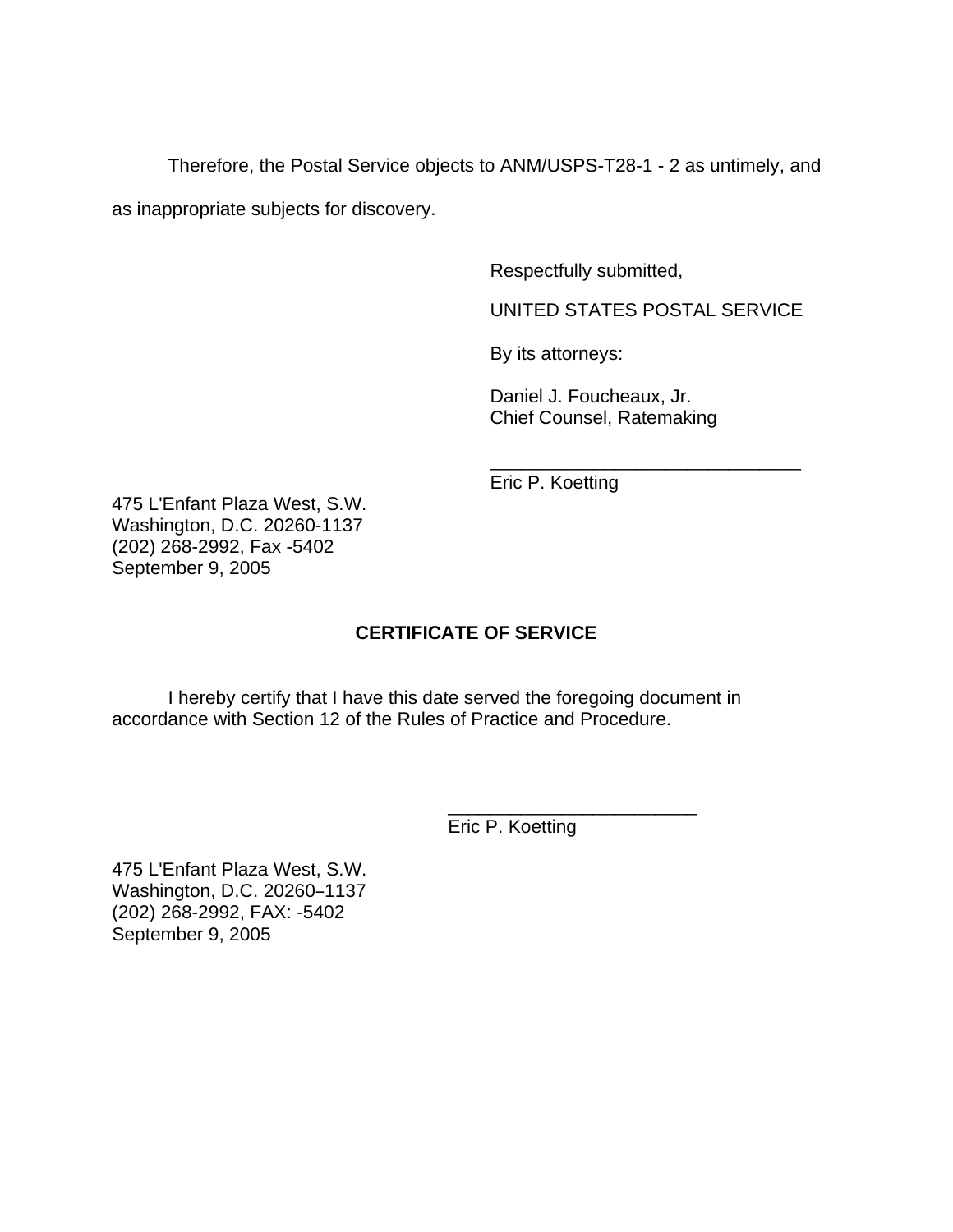Therefore, the Postal Service objects to ANM/USPS-T28-1 - 2 as untimely, and as inappropriate subjects for discovery.

Respectfully submitted,

UNITED STATES POSTAL SERVICE

By its attorneys:

Daniel J. Foucheaux, Jr.
Chief Counsel, Ratemaking

______________________________
Eric P. Koetting

475 L'Enfant Plaza West, S.W.
Washington, D.C. 20260-1137
(202) 268-2992, Fax -5402
September 9, 2005

**CERTIFICATE OF SERVICE**

I hereby certify that I have this date served the foregoing document in accordance with Section 12 of the Rules of Practice and Procedure.

________________________
Eric P. Koetting

475 L'Enfant Plaza West, S.W.
Washington, D.C. 20260–1137
(202) 268-2992, FAX: -5402
September 9, 2005